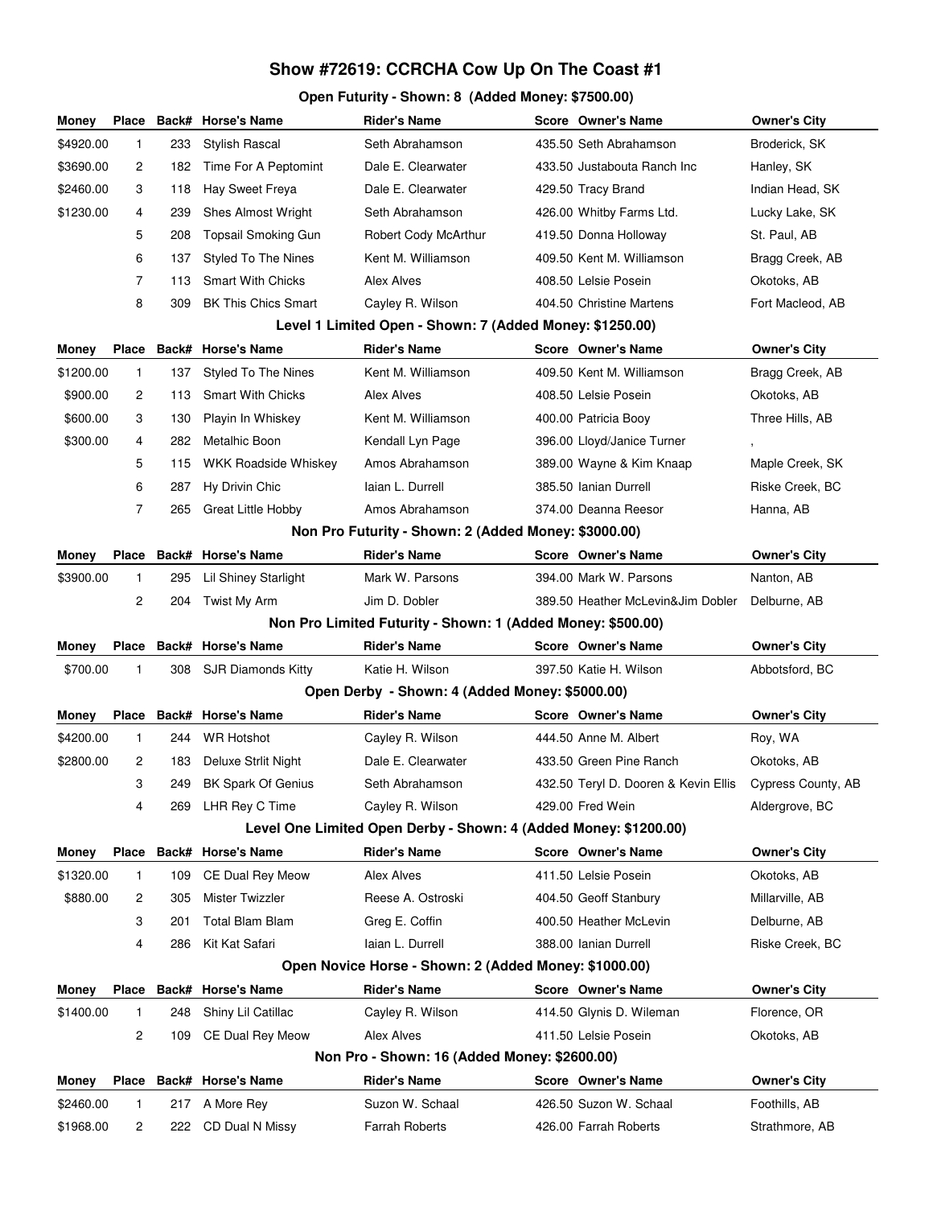# Show #72619: CCRCHA Cow Up On The Coast #1

### Open Futurity - Shown: 8 (Added Money: $7500.00)

| Money | Place | Back# | Horse's Name | Rider's Name | Score | Owner's Name | Owner's City |
|---|---|---|---|---|---|---|---|
| $4920.00 | 1 | 233 | Stylish Rascal | Seth Abrahamson | 435.50 | Seth Abrahamson | Broderick, SK |
| $3690.00 | 2 | 182 | Time For A Peptomint | Dale E. Clearwater | 433.50 | Justabouta Ranch Inc | Hanley, SK |
| $2460.00 | 3 | 118 | Hay Sweet Freya | Dale E. Clearwater | 429.50 | Tracy Brand | Indian Head, SK |
| $1230.00 | 4 | 239 | Shes Almost Wright | Seth Abrahamson | 426.00 | Whitby Farms Ltd. | Lucky Lake, SK |
| | 5 | 208 | Topsail Smoking Gun | Robert Cody McArthur | 419.50 | Donna Holloway | St. Paul, AB |
| | 6 | 137 | Styled To The Nines | Kent M. Williamson | 409.50 | Kent M. Williamson | Bragg Creek, AB |
| | 7 | 113 | Smart With Chicks | Alex Alves | 408.50 | Lelsie Posein | Okotoks, AB |
| | 8 | 309 | BK This Chics Smart | Cayley R. Wilson | 404.50 | Christine Martens | Fort Macleod, AB |

### Level 1 Limited Open - Shown: 7 (Added Money: $1250.00)

| Money | Place | Back# | Horse's Name | Rider's Name | Score | Owner's Name | Owner's City |
|---|---|---|---|---|---|---|---|
| $1200.00 | 1 | 137 | Styled To The Nines | Kent M. Williamson | 409.50 | Kent M. Williamson | Bragg Creek, AB |
| $900.00 | 2 | 113 | Smart With Chicks | Alex Alves | 408.50 | Lelsie Posein | Okotoks, AB |
| $600.00 | 3 | 130 | Playin In Whiskey | Kent M. Williamson | 400.00 | Patricia Booy | Three Hills, AB |
| $300.00 | 4 | 282 | Metalhic Boon | Kendall Lyn Page | 396.00 | Lloyd/Janice Turner | , |
| | 5 | 115 | WKK Roadside Whiskey | Amos Abrahamson | 389.00 | Wayne & Kim Knaap | Maple Creek, SK |
| | 6 | 287 | Hy Drivin Chic | Iaian L. Durrell | 385.50 | Ianian Durrell | Riske Creek, BC |
| | 7 | 265 | Great Little Hobby | Amos Abrahamson | 374.00 | Deanna Reesor | Hanna, AB |

### Non Pro Futurity - Shown: 2 (Added Money: $3000.00)

| Money | Place | Back# | Horse's Name | Rider's Name | Score | Owner's Name | Owner's City |
|---|---|---|---|---|---|---|---|
| $3900.00 | 1 | 295 | Lil Shiney Starlight | Mark W. Parsons | 394.00 | Mark W. Parsons | Nanton, AB |
| | 2 | 204 | Twist My Arm | Jim D. Dobler | 389.50 | Heather McLevin&Jim Dobler | Delburne, AB |

### Non Pro Limited Futurity - Shown: 1 (Added Money: $500.00)

| Money | Place | Back# | Horse's Name | Rider's Name | Score | Owner's Name | Owner's City |
|---|---|---|---|---|---|---|---|
| $700.00 | 1 | 308 | SJR Diamonds Kitty | Katie H. Wilson | 397.50 | Katie H. Wilson | Abbotsford, BC |

### Open Derby - Shown: 4 (Added Money: $5000.00)

| Money | Place | Back# | Horse's Name | Rider's Name | Score | Owner's Name | Owner's City |
|---|---|---|---|---|---|---|---|
| $4200.00 | 1 | 244 | WR Hotshot | Cayley R. Wilson | 444.50 | Anne M. Albert | Roy, WA |
| $2800.00 | 2 | 183 | Deluxe Strlit Night | Dale E. Clearwater | 433.50 | Green Pine Ranch | Okotoks, AB |
| | 3 | 249 | BK Spark Of Genius | Seth Abrahamson | 432.50 | Teryl D. Dooren & Kevin Ellis | Cypress County, AB |
| | 4 | 269 | LHR Rey C Time | Cayley R. Wilson | 429.00 | Fred Wein | Aldergrove, BC |

### Level One Limited Open Derby - Shown: 4 (Added Money: $1200.00)

| Money | Place | Back# | Horse's Name | Rider's Name | Score | Owner's Name | Owner's City |
|---|---|---|---|---|---|---|---|
| $1320.00 | 1 | 109 | CE Dual Rey Meow | Alex Alves | 411.50 | Lelsie Posein | Okotoks, AB |
| $880.00 | 2 | 305 | Mister Twizzler | Reese A. Ostroski | 404.50 | Geoff Stanbury | Millarville, AB |
| | 3 | 201 | Total Blam Blam | Greg E. Coffin | 400.50 | Heather McLevin | Delburne, AB |
| | 4 | 286 | Kit Kat Safari | Iaian L. Durrell | 388.00 | Ianian Durrell | Riske Creek, BC |

### Open Novice Horse - Shown: 2 (Added Money: $1000.00)

| Money | Place | Back# | Horse's Name | Rider's Name | Score | Owner's Name | Owner's City |
|---|---|---|---|---|---|---|---|
| $1400.00 | 1 | 248 | Shiny Lil Catillac | Cayley R. Wilson | 414.50 | Glynis D. Wileman | Florence, OR |
| | 2 | 109 | CE Dual Rey Meow | Alex Alves | 411.50 | Lelsie Posein | Okotoks, AB |

### Non Pro - Shown: 16 (Added Money: $2600.00)

| Money | Place | Back# | Horse's Name | Rider's Name | Score | Owner's Name | Owner's City |
|---|---|---|---|---|---|---|---|
| $2460.00 | 1 | 217 | A More Rey | Suzon W. Schaal | 426.50 | Suzon W. Schaal | Foothills, AB |
| $1968.00 | 2 | 222 | CD Dual N Missy | Farrah Roberts | 426.00 | Farrah Roberts | Strathmore, AB |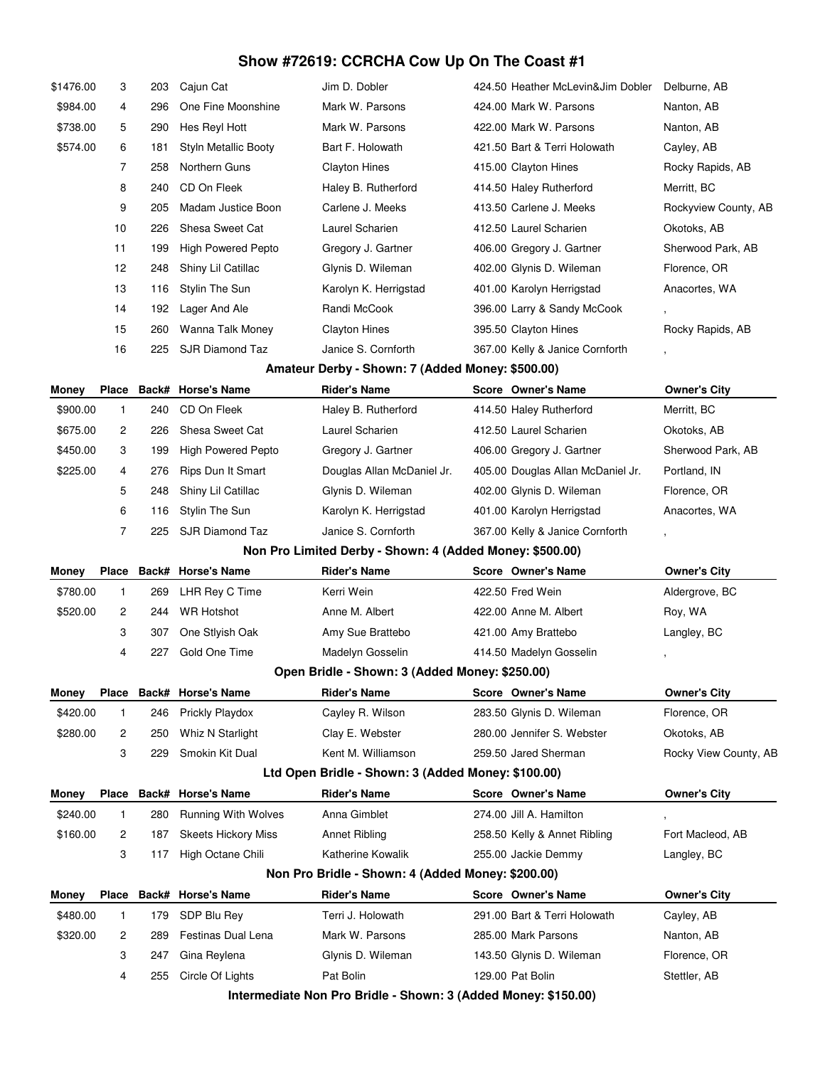# Show #72619: CCRCHA Cow Up On The Coast #1

| Money | Place | Back# | Horse's Name | Rider's Name | Score | Owner's Name | Owner's City |
|---|---|---|---|---|---|---|---|
| $1476.00 | 3 | 203 | Cajun Cat | Jim D. Dobler | 424.50 | Heather McLevin&Jim Dobler | Delburne, AB |
| $984.00 | 4 | 296 | One Fine Moonshine | Mark W. Parsons | 424.00 | Mark W. Parsons | Nanton, AB |
| $738.00 | 5 | 290 | Hes Reyl Hott | Mark W. Parsons | 422.00 | Mark W. Parsons | Nanton, AB |
| $574.00 | 6 | 181 | Styln Metallic Booty | Bart F. Holowath | 421.50 | Bart & Terri Holowath | Cayley, AB |
| | 7 | 258 | Northern Guns | Clayton Hines | 415.00 | Clayton Hines | Rocky Rapids, AB |
| | 8 | 240 | CD On Fleek | Haley B. Rutherford | 414.50 | Haley Rutherford | Merritt, BC |
| | 9 | 205 | Madam Justice Boon | Carlene J. Meeks | 413.50 | Carlene J. Meeks | Rockyview County, AB |
| | 10 | 226 | Shesa Sweet Cat | Laurel Scharien | 412.50 | Laurel Scharien | Okotoks, AB |
| | 11 | 199 | High Powered Pepto | Gregory J. Gartner | 406.00 | Gregory J. Gartner | Sherwood Park, AB |
| | 12 | 248 | Shiny Lil Catillac | Glynis D. Wileman | 402.00 | Glynis D. Wileman | Florence, OR |
| | 13 | 116 | Stylin The Sun | Karolyn K. Herrigstad | 401.00 | Karolyn Herrigstad | Anacortes, WA |
| | 14 | 192 | Lager And Ale | Randi McCook | 396.00 | Larry & Sandy McCook | , |
| | 15 | 260 | Wanna Talk Money | Clayton Hines | 395.50 | Clayton Hines | Rocky Rapids, AB |
| | 16 | 225 | SJR Diamond Taz | Janice S. Cornforth | 367.00 | Kelly & Janice Cornforth | , |

### Amateur Derby - Shown: 7 (Added Money: $500.00)

| Money | Place | Back# | Horse's Name | Rider's Name | Score | Owner's Name | Owner's City |
|---|---|---|---|---|---|---|---|
| $900.00 | 1 | 240 | CD On Fleek | Haley B. Rutherford | 414.50 | Haley Rutherford | Merritt, BC |
| $675.00 | 2 | 226 | Shesa Sweet Cat | Laurel Scharien | 412.50 | Laurel Scharien | Okotoks, AB |
| $450.00 | 3 | 199 | High Powered Pepto | Gregory J. Gartner | 406.00 | Gregory J. Gartner | Sherwood Park, AB |
| $225.00 | 4 | 276 | Rips Dun It Smart | Douglas Allan McDaniel Jr. | 405.00 | Douglas Allan McDaniel Jr. | Portland, IN |
| | 5 | 248 | Shiny Lil Catillac | Glynis D. Wileman | 402.00 | Glynis D. Wileman | Florence, OR |
| | 6 | 116 | Stylin The Sun | Karolyn K. Herrigstad | 401.00 | Karolyn Herrigstad | Anacortes, WA |
| | 7 | 225 | SJR Diamond Taz | Janice S. Cornforth | 367.00 | Kelly & Janice Cornforth | , |

### Non Pro Limited Derby - Shown: 4 (Added Money: $500.00)

| Money | Place | Back# | Horse's Name | Rider's Name | Score | Owner's Name | Owner's City |
|---|---|---|---|---|---|---|---|
| $780.00 | 1 | 269 | LHR Rey C Time | Kerri Wein | 422.50 | Fred Wein | Aldergrove, BC |
| $520.00 | 2 | 244 | WR Hotshot | Anne M. Albert | 422.00 | Anne M. Albert | Roy, WA |
| | 3 | 307 | One Stlyish Oak | Amy Sue Brattebo | 421.00 | Amy Brattebo | Langley, BC |
| | 4 | 227 | Gold One Time | Madelyn Gosselin | 414.50 | Madelyn Gosselin | , |

### Open Bridle - Shown: 3 (Added Money: $250.00)

| Money | Place | Back# | Horse's Name | Rider's Name | Score | Owner's Name | Owner's City |
|---|---|---|---|---|---|---|---|
| $420.00 | 1 | 246 | Prickly Playdox | Cayley R. Wilson | 283.50 | Glynis D. Wileman | Florence, OR |
| $280.00 | 2 | 250 | Whiz N Starlight | Clay E. Webster | 280.00 | Jennifer S. Webster | Okotoks, AB |
| | 3 | 229 | Smokin Kit Dual | Kent M. Williamson | 259.50 | Jared Sherman | Rocky View County, AB |

### Ltd Open Bridle - Shown: 3 (Added Money: $100.00)

| Money | Place | Back# | Horse's Name | Rider's Name | Score | Owner's Name | Owner's City |
|---|---|---|---|---|---|---|---|
| $240.00 | 1 | 280 | Running With Wolves | Anna Gimblet | 274.00 | Jill A. Hamilton | , |
| $160.00 | 2 | 187 | Skeets Hickory Miss | Annet Ribling | 258.50 | Kelly & Annet Ribling | Fort Macleod, AB |
| | 3 | 117 | High Octane Chili | Katherine Kowalik | 255.00 | Jackie Demmy | Langley, BC |

### Non Pro Bridle - Shown: 4 (Added Money: $200.00)

| Money | Place | Back# | Horse's Name | Rider's Name | Score | Owner's Name | Owner's City |
|---|---|---|---|---|---|---|---|
| $480.00 | 1 | 179 | SDP Blu Rey | Terri J. Holowath | 291.00 | Bart & Terri Holowath | Cayley, AB |
| $320.00 | 2 | 289 | Festinas Dual Lena | Mark W. Parsons | 285.00 | Mark Parsons | Nanton, AB |
| | 3 | 247 | Gina Reylena | Glynis D. Wileman | 143.50 | Glynis D. Wileman | Florence, OR |
| | 4 | 255 | Circle Of Lights | Pat Bolin | 129.00 | Pat Bolin | Stettler, AB |

### Intermediate Non Pro Bridle - Shown: 3 (Added Money: $150.00)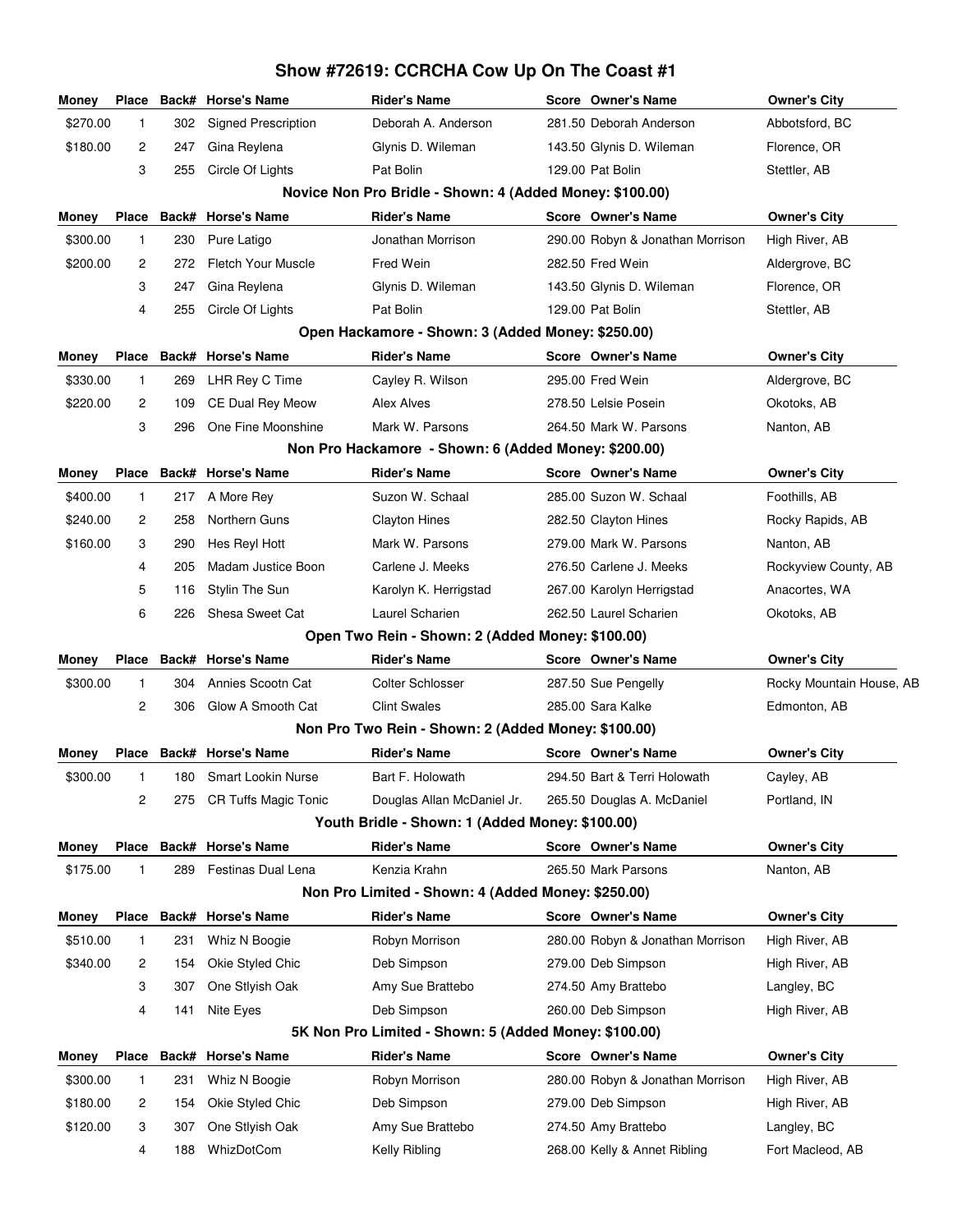# Show #72619: CCRCHA Cow Up On The Coast #1

| Money | Place | Back# | Horse's Name | Rider's Name | Score | Owner's Name | Owner's City |
|---|---|---|---|---|---|---|---|
| $270.00 | 1 | 302 | Signed Prescription | Deborah A. Anderson | 281.50 | Deborah Anderson | Abbotsford, BC |
| $180.00 | 2 | 247 | Gina Reylena | Glynis D. Wileman | 143.50 | Glynis D. Wileman | Florence, OR |
| | 3 | 255 | Circle Of Lights | Pat Bolin | 129.00 | Pat Bolin | Stettler, AB |

## Novice Non Pro Bridle - Shown: 4 (Added Money: $100.00)

| Money | Place | Back# | Horse's Name | Rider's Name | Score | Owner's Name | Owner's City |
|---|---|---|---|---|---|---|---|
| $300.00 | 1 | 230 | Pure Latigo | Jonathan Morrison | 290.00 | Robyn & Jonathan Morrison | High River, AB |
| $200.00 | 2 | 272 | Fletch Your Muscle | Fred Wein | 282.50 | Fred Wein | Aldergrove, BC |
| | 3 | 247 | Gina Reylena | Glynis D. Wileman | 143.50 | Glynis D. Wileman | Florence, OR |
| | 4 | 255 | Circle Of Lights | Pat Bolin | 129.00 | Pat Bolin | Stettler, AB |

## Open Hackamore - Shown: 3 (Added Money: $250.00)

| Money | Place | Back# | Horse's Name | Rider's Name | Score | Owner's Name | Owner's City |
|---|---|---|---|---|---|---|---|
| $330.00 | 1 | 269 | LHR Rey C Time | Cayley R. Wilson | 295.00 | Fred Wein | Aldergrove, BC |
| $220.00 | 2 | 109 | CE Dual Rey Meow | Alex Alves | 278.50 | Lelsie Posein | Okotoks, AB |
| | 3 | 296 | One Fine Moonshine | Mark W. Parsons | 264.50 | Mark W. Parsons | Nanton, AB |

## Non Pro Hackamore - Shown: 6 (Added Money: $200.00)

| Money | Place | Back# | Horse's Name | Rider's Name | Score | Owner's Name | Owner's City |
|---|---|---|---|---|---|---|---|
| $400.00 | 1 | 217 | A More Rey | Suzon W. Schaal | 285.00 | Suzon W. Schaal | Foothills, AB |
| $240.00 | 2 | 258 | Northern Guns | Clayton Hines | 282.50 | Clayton Hines | Rocky Rapids, AB |
| $160.00 | 3 | 290 | Hes Reyl Hott | Mark W. Parsons | 279.00 | Mark W. Parsons | Nanton, AB |
| | 4 | 205 | Madam Justice Boon | Carlene J. Meeks | 276.50 | Carlene J. Meeks | Rockyview County, AB |
| | 5 | 116 | Stylin The Sun | Karolyn K. Herrigstad | 267.00 | Karolyn Herrigstad | Anacortes, WA |
| | 6 | 226 | Shesa Sweet Cat | Laurel Scharien | 262.50 | Laurel Scharien | Okotoks, AB |

## Open Two Rein - Shown: 2 (Added Money: $100.00)

| Money | Place | Back# | Horse's Name | Rider's Name | Score | Owner's Name | Owner's City |
|---|---|---|---|---|---|---|---|
| $300.00 | 1 | 304 | Annies Scootn Cat | Colter Schlosser | 287.50 | Sue Pengelly | Rocky Mountain House, AB |
| | 2 | 306 | Glow A Smooth Cat | Clint Swales | 285.00 | Sara Kalke | Edmonton, AB |

## Non Pro Two Rein - Shown: 2 (Added Money: $100.00)

| Money | Place | Back# | Horse's Name | Rider's Name | Score | Owner's Name | Owner's City |
|---|---|---|---|---|---|---|---|
| $300.00 | 1 | 180 | Smart Lookin Nurse | Bart F. Holowath | 294.50 | Bart & Terri Holowath | Cayley, AB |
| | 2 | 275 | CR Tuffs Magic Tonic | Douglas Allan McDaniel Jr. | 265.50 | Douglas A. McDaniel | Portland, IN |

## Youth Bridle - Shown: 1 (Added Money: $100.00)

| Money | Place | Back# | Horse's Name | Rider's Name | Score | Owner's Name | Owner's City |
|---|---|---|---|---|---|---|---|
| $175.00 | 1 | 289 | Festinas Dual Lena | Kenzia Krahn | 265.50 | Mark Parsons | Nanton, AB |

## Non Pro Limited - Shown: 4 (Added Money: $250.00)

| Money | Place | Back# | Horse's Name | Rider's Name | Score | Owner's Name | Owner's City |
|---|---|---|---|---|---|---|---|
| $510.00 | 1 | 231 | Whiz N Boogie | Robyn Morrison | 280.00 | Robyn & Jonathan Morrison | High River, AB |
| $340.00 | 2 | 154 | Okie Styled Chic | Deb Simpson | 279.00 | Deb Simpson | High River, AB |
| | 3 | 307 | One Stlyish Oak | Amy Sue Brattebo | 274.50 | Amy Brattebo | Langley, BC |
| | 4 | 141 | Nite Eyes | Deb Simpson | 260.00 | Deb Simpson | High River, AB |

## 5K Non Pro Limited - Shown: 5 (Added Money: $100.00)

| Money | Place | Back# | Horse's Name | Rider's Name | Score | Owner's Name | Owner's City |
|---|---|---|---|---|---|---|---|
| $300.00 | 1 | 231 | Whiz N Boogie | Robyn Morrison | 280.00 | Robyn & Jonathan Morrison | High River, AB |
| $180.00 | 2 | 154 | Okie Styled Chic | Deb Simpson | 279.00 | Deb Simpson | High River, AB |
| $120.00 | 3 | 307 | One Stlyish Oak | Amy Sue Brattebo | 274.50 | Amy Brattebo | Langley, BC |
| | 4 | 188 | WhizDotCom | Kelly Ribling | 268.00 | Kelly & Annet Ribling | Fort Macleod, AB |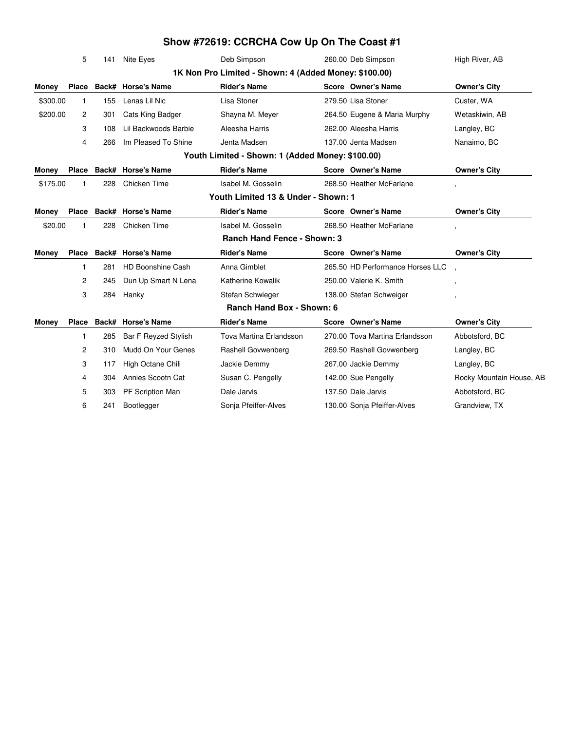# Show #72619: CCRCHA Cow Up On The Coast #1

| | | | | | | | |
|---|---|---|---|---|---|---|---|
| | 5 | 141 | Nite Eyes | Deb Simpson | 260.00 | Deb Simpson | High River, AB |

## 1K Non Pro Limited - Shown: 4 (Added Money: $100.00)

| Money | Place | Back# | Horse's Name | Rider's Name | Score | Owner's Name | Owner's City |
|---|---|---|---|---|---|---|---|
| $300.00 | 1 | 155 | Lenas Lil Nic | Lisa Stoner | 279.50 | Lisa Stoner | Custer, WA |
| $200.00 | 2 | 301 | Cats King Badger | Shayna M. Meyer | 264.50 | Eugene & Maria Murphy | Wetaskiwin, AB |
| | 3 | 108 | Lil Backwoods Barbie | Aleesha Harris | 262.00 | Aleesha Harris | Langley, BC |
| | 4 | 266 | Im Pleased To Shine | Jenta Madsen | 137.00 | Jenta Madsen | Nanaimo, BC |

## Youth Limited - Shown: 1 (Added Money: $100.00)

| Money | Place | Back# | Horse's Name | Rider's Name | Score | Owner's Name | Owner's City |
|---|---|---|---|---|---|---|---|
| $175.00 | 1 | 228 | Chicken Time | Isabel M. Gosselin | 268.50 | Heather McFarlane | , |

## Youth Limited 13 & Under - Shown: 1

| Money | Place | Back# | Horse's Name | Rider's Name | Score | Owner's Name | Owner's City |
|---|---|---|---|---|---|---|---|
| $20.00 | 1 | 228 | Chicken Time | Isabel M. Gosselin | 268.50 | Heather McFarlane | , |

## Ranch Hand Fence - Shown: 3

| Money | Place | Back# | Horse's Name | Rider's Name | Score | Owner's Name | Owner's City |
|---|---|---|---|---|---|---|---|
| | 1 | 281 | HD Boonshine Cash | Anna Gimblet | 265.50 | HD Performance Horses LLC | , |
| | 2 | 245 | Dun Up Smart N Lena | Katherine Kowalik | 250.00 | Valerie K. Smith | , |
| | 3 | 284 | Hanky | Stefan Schwieger | 138.00 | Stefan Schwieger | , |

## Ranch Hand Box - Shown: 6

| Money | Place | Back# | Horse's Name | Rider's Name | Score | Owner's Name | Owner's City |
|---|---|---|---|---|---|---|---|
| | 1 | 285 | Bar F Reyzed Stylish | Tova Martina Erlandsson | 270.00 | Tova Martina Erlandsson | Abbotsford, BC |
| | 2 | 310 | Mudd On Your Genes | Rashell Govwenberg | 269.50 | Rashell Govwenberg | Langley, BC |
| | 3 | 117 | High Octane Chili | Jackie Demmy | 267.00 | Jackie Demmy | Langley, BC |
| | 4 | 304 | Annies Scootn Cat | Susan C. Pengelly | 142.00 | Sue Pengelly | Rocky Mountain House, AB |
| | 5 | 303 | PF Scription Man | Dale Jarvis | 137.50 | Dale Jarvis | Abbotsford, BC |
| | 6 | 241 | Bootlegger | Sonja Pfeiffer-Alves | 130.00 | Sonja Pfeiffer-Alves | Grandview, TX |